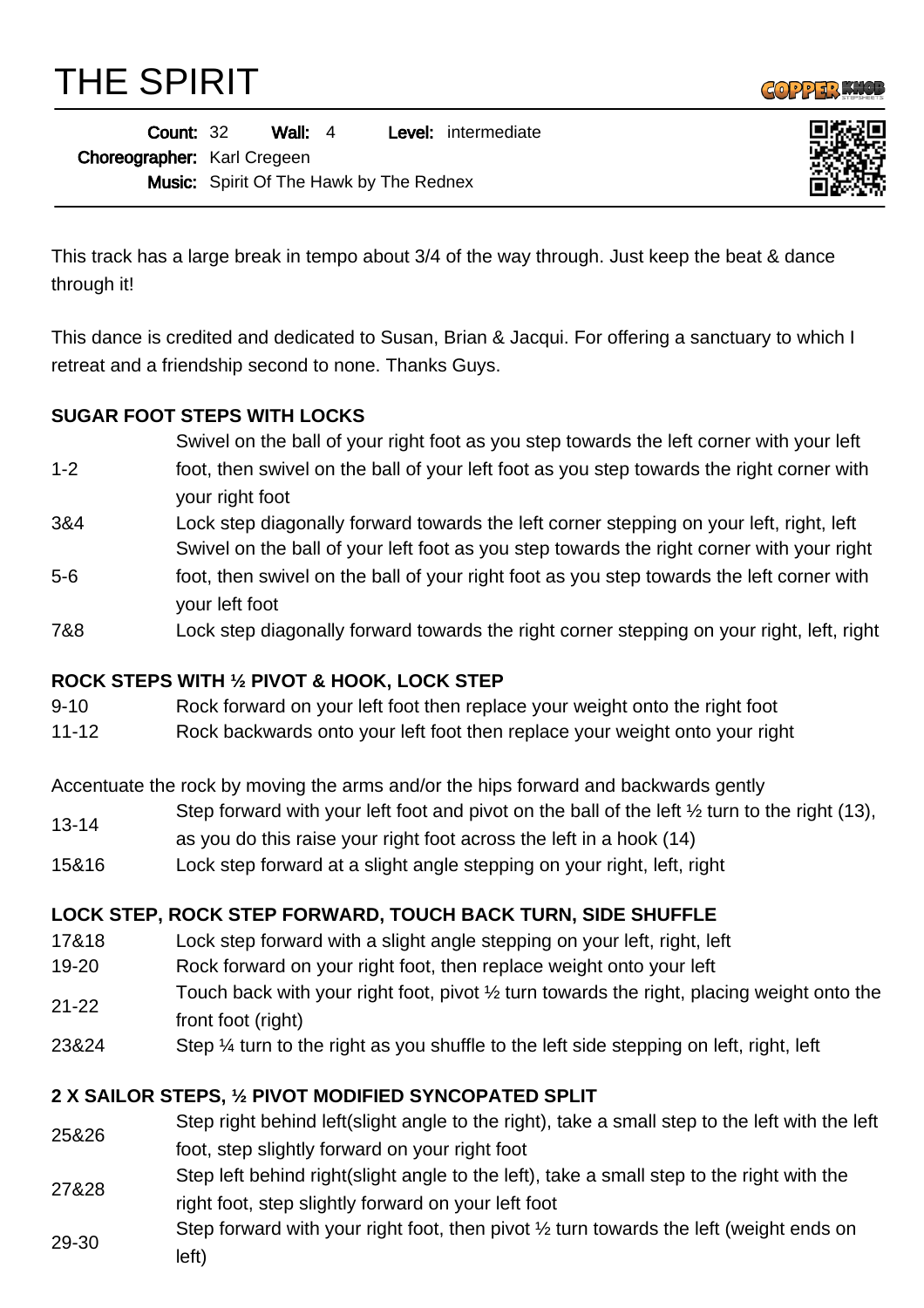# THE SPIRIT

**Count:** 32 **Wall:** 4 **Level:** intermediate
**Choreographer:** Karl Cregeen
**Music:** Spirit Of The Hawk by The Rednex

This track has a large break in tempo about 3/4 of the way through. Just keep the beat & dance through it!

This dance is credited and dedicated to Susan, Brian & Jacqui. For offering a sanctuary to which I retreat and a friendship second to none. Thanks Guys.

**SUGAR FOOT STEPS WITH LOCKS**

| | |
|---|---|
| 1-2 | Swivel on the ball of your right foot as you step towards the left corner with your left foot, then swivel on the ball of your left foot as you step towards the right corner with your right foot |
| 3&4 | Lock step diagonally forward towards the left corner stepping on your left, right, left |
| 5-6 | Swivel on the ball of your left foot as you step towards the right corner with your right foot, then swivel on the ball of your right foot as you step towards the left corner with your left foot |
| 7&8 | Lock step diagonally forward towards the right corner stepping on your right, left, right |

**ROCK STEPS WITH ½ PIVOT & HOOK, LOCK STEP**

| | |
|---|---|
| 9-10 | Rock forward on your left foot then replace your weight onto the right foot |
| 11-12 | Rock backwards onto your left foot then replace your weight onto your right |

Accentuate the rock by moving the arms and/or the hips forward and backwards gently

| | |
|---|---|
| 13-14 | Step forward with your left foot and pivot on the ball of the left ½ turn to the right (13), as you do this raise your right foot across the left in a hook (14) |
| 15&16 | Lock step forward at a slight angle stepping on your right, left, right |

**LOCK STEP, ROCK STEP FORWARD, TOUCH BACK TURN, SIDE SHUFFLE**

| | |
|---|---|
| 17&18 | Lock step forward with a slight angle stepping on your left, right, left |
| 19-20 | Rock forward on your right foot, then replace weight onto your left |
| 21-22 | Touch back with your right foot, pivot ½ turn towards the right, placing weight onto the front foot (right) |
| 23&24 | Step ¼ turn to the right as you shuffle to the left side stepping on left, right, left |

**2 X SAILOR STEPS, ½ PIVOT MODIFIED SYNCOPATED SPLIT**

| | |
|---|---|
| 25&26 | Step right behind left(slight angle to the right), take a small step to the left with the left foot, step slightly forward on your right foot |
| 27&28 | Step left behind right(slight angle to the left), take a small step to the right with the right foot, step slightly forward on your left foot |
| 29-30 | Step forward with your right foot, then pivot ½ turn towards the left (weight ends on left) |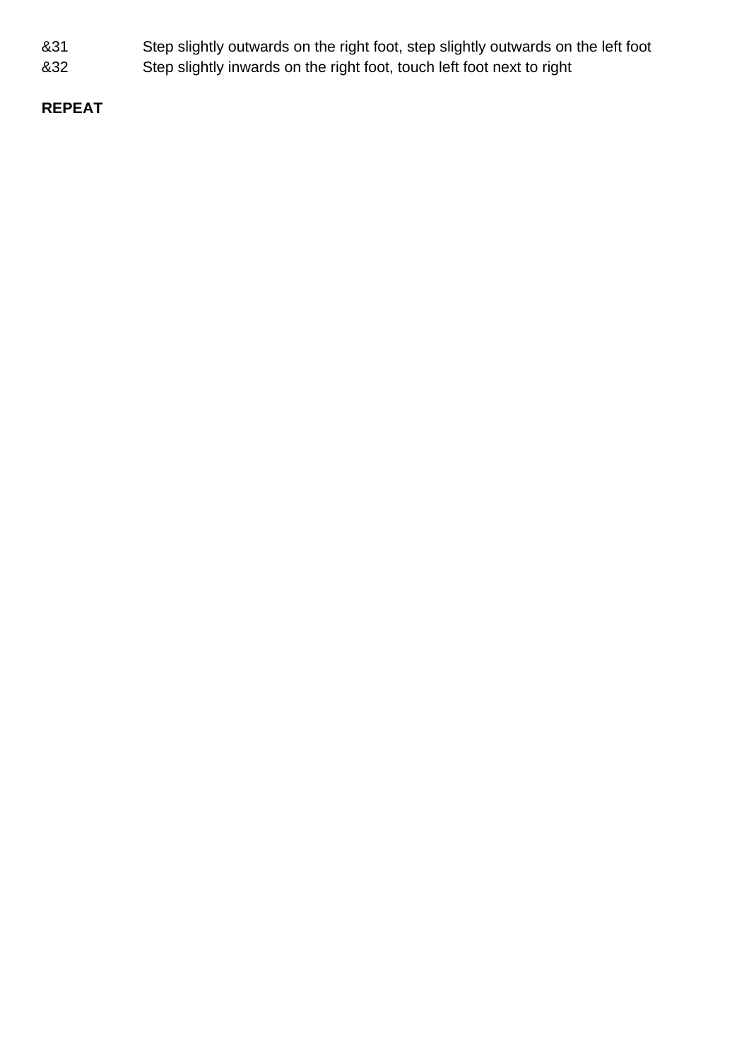| | |
|---|---|
| &31 | Step slightly outwards on the right foot, step slightly outwards on the left foot |
| &32 | Step slightly inwards on the right foot, touch left foot next to right |

**REPEAT**